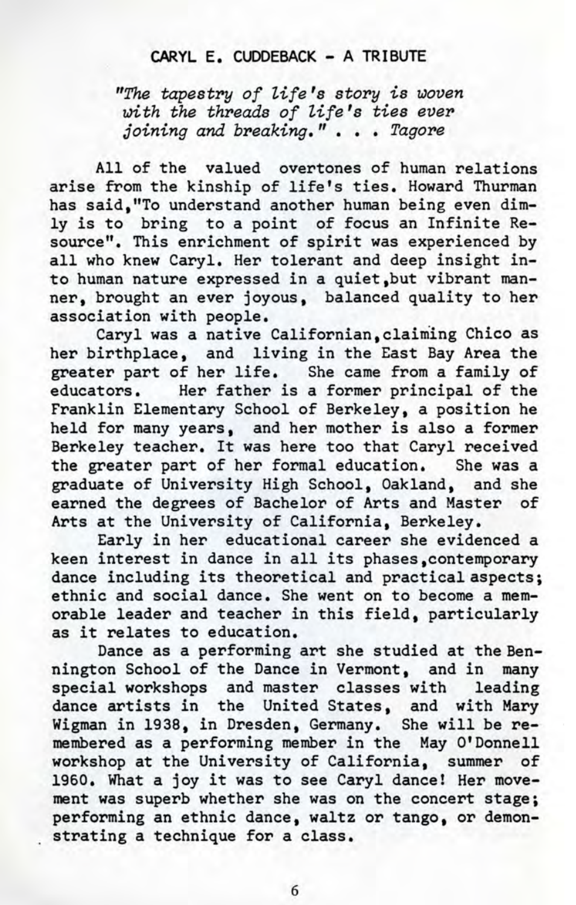## CARYL E. CUDDEBACK - A TRIBUTE

*"The tapestry of life's story is woven with the threads of life's ties ever joining and breaking."* . . . *Tagore*

All of the valued overtones of human relations arise from the kinship of life's ties. Howard Thurman has said,"To understand another human being even dimly is to bring to a point of focus an Infinite Resource". This enrichment of spirit was experienced by all who knew Caryl. Her tolerant and deep insight into human nature expressed in a quiet,but vibrant manner, brought an ever joyous, balanced quality to her association with people.

Caryl was a native Californian,claiming Chico as her birthplace, and living in the East Bay Area the greater part of her life. She came from a family of educators. Her father is a former principal of the Franklin Elementary School of Berkeley, a position he held for many years, and her mother is also a former Berkeley teacher. It was here too that Caryl received the greater part of her formal education. She was a graduate of University High School, Oakland, and she earned the degrees of Bachelor of Arts and Master of Arts at the University of California, Berkeley.

Early in her educational career she evidenced a keen interest in dance in all its phases,contemporary dance including its theoretical and practical aspects; ethnic and social dance. She went on to become a memorable leader and teacher in this field, particularly as it relates to education.

Dance as a performing art she studied at the Bennington School of the Dance in Vermont, and in many special workshops and master classes with leading dance artists in the United States, and with Mary Wigman in 1938, in Dresden, Germany. She will be remembered as a performing member in the May O'Donnell workshop at the University of California, summer of 1960. What a joy it was to see Caryl dance! Her movement was superb whether she was on the concert stage; performing an ethnic dance, waltz or tango, or demonstrating a technique for a class.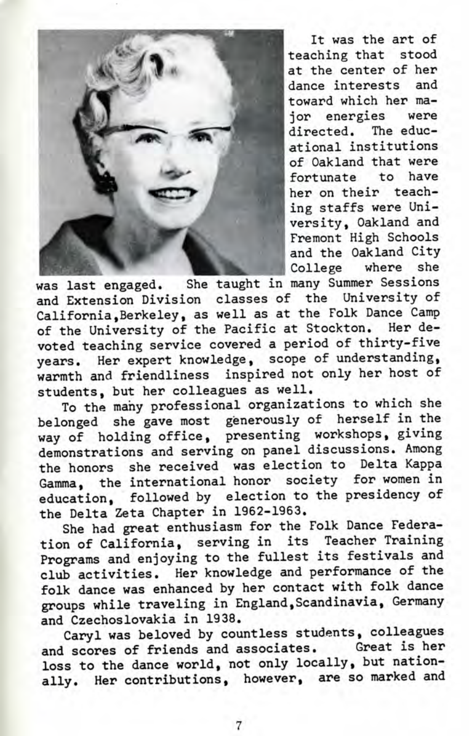It was the art of teaching that stood at the center of her dance interests and toward which her major energies were directed. The educational institutions of Oakland that were fortunate to have her on their teaching staffs were University, Oakland and Fremont High Schools and the Oakland City College where she was last engaged. She taught in many Summer Sessions and Extension Division classes of the University of California, Berkeley, as well as at the Folk Dance Camp of the University of the Pacific at Stockton. Her devoted teaching service covered a period of thirty-five years. Her expert knowledge, scope of understanding, warmth and friendliness inspired not only her host of students, but her colleagues as well.

To the many professional organizations to which she belonged she gave most generously of herself in the way of holding office, presenting workshops, giving demonstrations and serving on panel discussions. Among the honors she received was election to Delta Kappa Gamma, the international honor society for women in education, followed by election to the presidency of the Delta Zeta Chapter in 1962-1963.

She had great enthusiasm for the Folk Dance Federation of California, serving in its Teacher Training Programs and enjoying to the fullest its festivals and club activities. Her knowledge and performance of the folk dance was enhanced by her contact with folk dance groups while traveling in England, Scandinavia, Germany and Czechoslovakia in 1938.

Caryl was beloved by countless students, colleagues and scores of friends and associates. Great is her loss to the dance world, not only locally, but nationally. Her contributions, however, are so marked and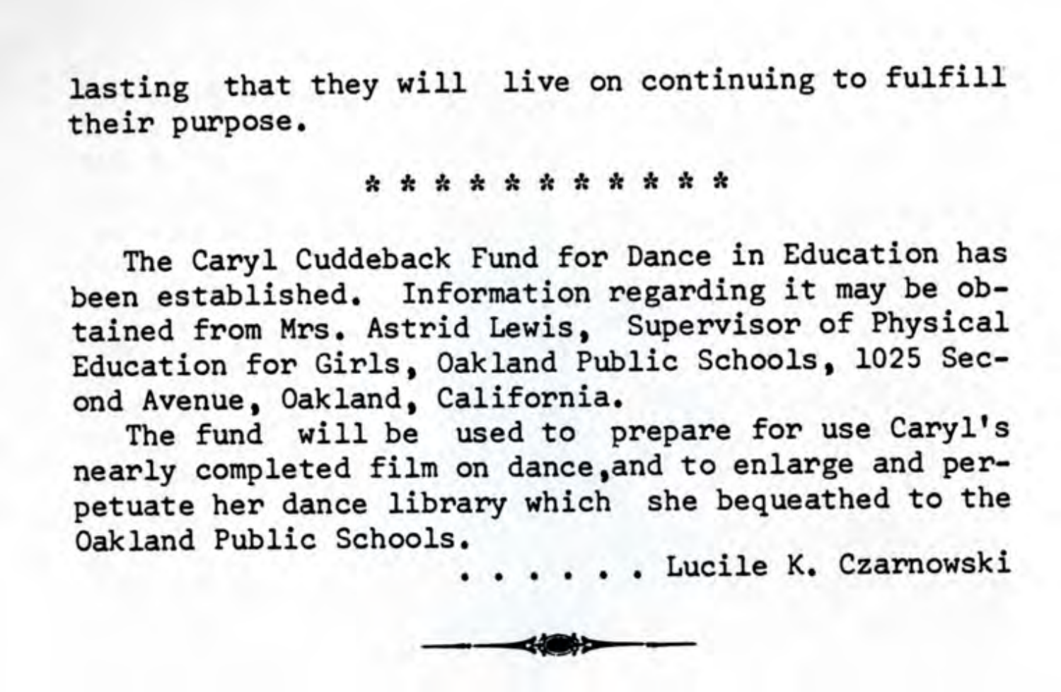lasting that they will live on continuing to fulfill their purpose.

* * * * * * * * * * *

The Caryl Cuddeback Fund for Dance in Education has been established. Information regarding it may be obtained from Mrs. Astrid Lewis, Supervisor of Physical Education for Girls, Oakland Public Schools, 1025 Second Avenue, Oakland, California.

The fund will be used to prepare for use Caryl's nearly completed film on dance, and to enlarge and perpetuate her dance library which she bequeathed to the Oakland Public Schools.

. . . . . . Lucile K. Czarnowski